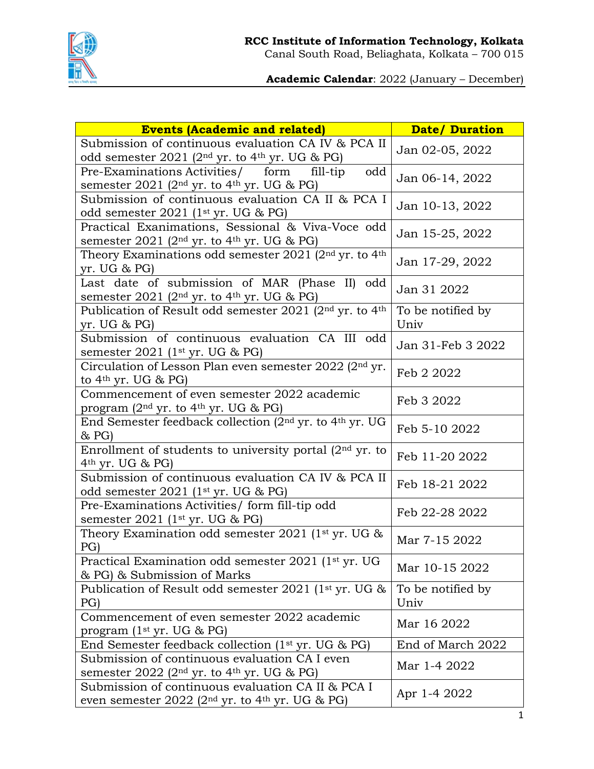**RCC Institute of Information Technology, Kolkata**
Canal South Road, Beliaghata, Kolkata – 700 015

**Academic Calendar**: 2022 (January – December)

| Events (Academic and related) | Date/ Duration |
|---|---|
| Submission of continuous evaluation CA IV & PCA II odd semester 2021 (2nd yr. to 4th yr. UG & PG) | Jan 02-05, 2022 |
| Pre-Examinations Activities/ form fill-tip odd semester 2021 (2nd yr. to 4th yr. UG & PG) | Jan 06-14, 2022 |
| Submission of continuous evaluation CA II & PCA I odd semester 2021 (1st yr. UG & PG) | Jan 10-13, 2022 |
| Practical Exanimations, Sessional & Viva-Voce odd semester 2021 (2nd yr. to 4th yr. UG & PG) | Jan 15-25, 2022 |
| Theory Examinations odd semester 2021 (2nd yr. to 4th yr. UG & PG) | Jan 17-29, 2022 |
| Last date of submission of MAR (Phase II) odd semester 2021 (2nd yr. to 4th yr. UG & PG) | Jan 31 2022 |
| Publication of Result odd semester 2021 (2nd yr. to 4th yr. UG & PG) | To be notified by Univ |
| Submission of continuous evaluation CA III odd semester 2021 (1st yr. UG & PG) | Jan 31-Feb 3 2022 |
| Circulation of Lesson Plan even semester 2022 (2nd yr. to 4th yr. UG & PG) | Feb 2 2022 |
| Commencement of even semester 2022 academic program (2nd yr. to 4th yr. UG & PG) | Feb 3 2022 |
| End Semester feedback collection (2nd yr. to 4th yr. UG & PG) | Feb 5-10 2022 |
| Enrollment of students to university portal (2nd yr. to 4th yr. UG & PG) | Feb 11-20 2022 |
| Submission of continuous evaluation CA IV & PCA II odd semester 2021 (1st yr. UG & PG) | Feb 18-21 2022 |
| Pre-Examinations Activities/ form fill-tip odd semester 2021 (1st yr. UG & PG) | Feb 22-28 2022 |
| Theory Examination odd semester 2021 (1st yr. UG & PG) | Mar 7-15 2022 |
| Practical Examination odd semester 2021 (1st yr. UG & PG) & Submission of Marks | Mar 10-15 2022 |
| Publication of Result odd semester 2021 (1st yr. UG & PG) | To be notified by Univ |
| Commencement of even semester 2022 academic program (1st yr. UG & PG) | Mar 16 2022 |
| End Semester feedback collection (1st yr. UG & PG) | End of March 2022 |
| Submission of continuous evaluation CA I even semester 2022 (2nd yr. to 4th yr. UG & PG) | Mar 1-4 2022 |
| Submission of continuous evaluation CA II & PCA I even semester 2022 (2nd yr. to 4th yr. UG & PG) | Apr 1-4 2022 |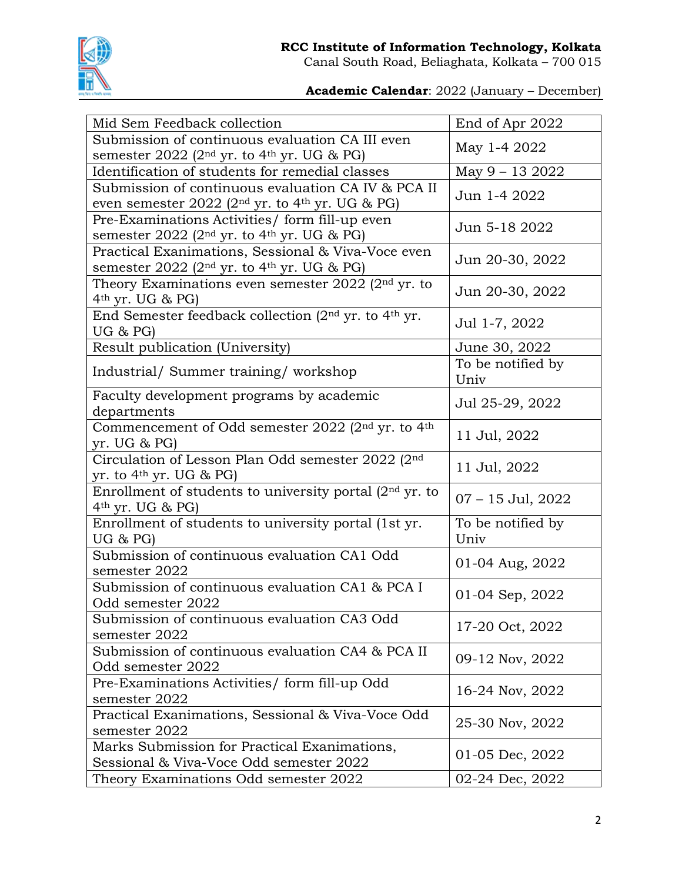**RCC Institute of Information Technology, Kolkata**
Canal South Road, Beliaghata, Kolkata – 700 015

**Academic Calendar**: 2022 (January – December)

| | |
|---|---|
| Mid Sem Feedback collection | End of Apr 2022 |
| Submission of continuous evaluation CA III even semester 2022 (2nd yr. to 4th yr. UG & PG) | May 1-4 2022 |
| Identification of students for remedial classes | May 9 – 13 2022 |
| Submission of continuous evaluation CA IV & PCA II even semester 2022 (2nd yr. to 4th yr. UG & PG) | Jun 1-4 2022 |
| Pre-Examinations Activities/ form fill-up even semester 2022 (2nd yr. to 4th yr. UG & PG) | Jun 5-18 2022 |
| Practical Exanimations, Sessional & Viva-Voce even semester 2022 (2nd yr. to 4th yr. UG & PG) | Jun 20-30, 2022 |
| Theory Examinations even semester 2022 (2nd yr. to 4th yr. UG & PG) | Jun 20-30, 2022 |
| End Semester feedback collection (2nd yr. to 4th yr. UG & PG) | Jul 1-7, 2022 |
| Result publication (University) | June 30, 2022 |
| Industrial/ Summer training/ workshop | To be notified by Univ |
| Faculty development programs by academic departments | Jul 25-29, 2022 |
| Commencement of Odd semester 2022 (2nd yr. to 4th yr. UG & PG) | 11 Jul, 2022 |
| Circulation of Lesson Plan Odd semester 2022 (2nd yr. to 4th yr. UG & PG) | 11 Jul, 2022 |
| Enrollment of students to university portal (2nd yr. to 4th yr. UG & PG) | 07 – 15 Jul, 2022 |
| Enrollment of students to university portal (1st yr. UG & PG) | To be notified by Univ |
| Submission of continuous evaluation CA1 Odd semester 2022 | 01-04 Aug, 2022 |
| Submission of continuous evaluation CA1 & PCA I Odd semester 2022 | 01-04 Sep, 2022 |
| Submission of continuous evaluation CA3 Odd semester 2022 | 17-20 Oct, 2022 |
| Submission of continuous evaluation CA4 & PCA II Odd semester 2022 | 09-12 Nov, 2022 |
| Pre-Examinations Activities/ form fill-up Odd semester 2022 | 16-24 Nov, 2022 |
| Practical Exanimations, Sessional & Viva-Voce Odd semester 2022 | 25-30 Nov, 2022 |
| Marks Submission for Practical Exanimations, Sessional & Viva-Voce Odd semester 2022 | 01-05 Dec, 2022 |
| Theory Examinations Odd semester 2022 | 02-24 Dec, 2022 |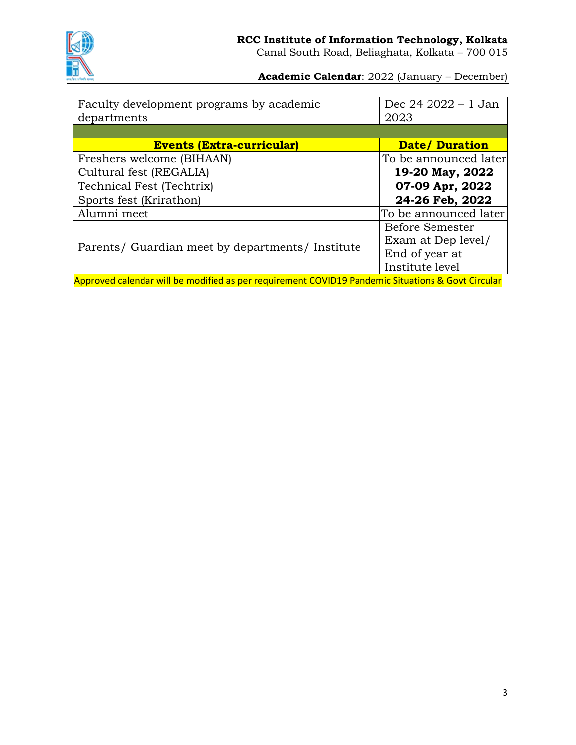| | |
|---|---|
| Faculty development programs by academic departments | Dec 24 2022 – 1 Jan 2023 |
| | |
| **Events (Extra-curricular)** | **Date/ Duration** |
| Freshers welcome (BIHAAN) | To be announced later |
| Cultural fest (REGALIA) | **19-20 May, 2022** |
| Technical Fest (Techtrix) | **07-09 Apr, 2022** |
| Sports fest (Krirathon) | **24-26 Feb, 2022** |
| Alumni meet | To be announced later |
| Parents/ Guardian meet by departments/ Institute | Before Semester Exam at Dep level/ End of year at Institute level |

Approved calendar will be modified as per requirement COVID19 Pandemic Situations & Govt Circular